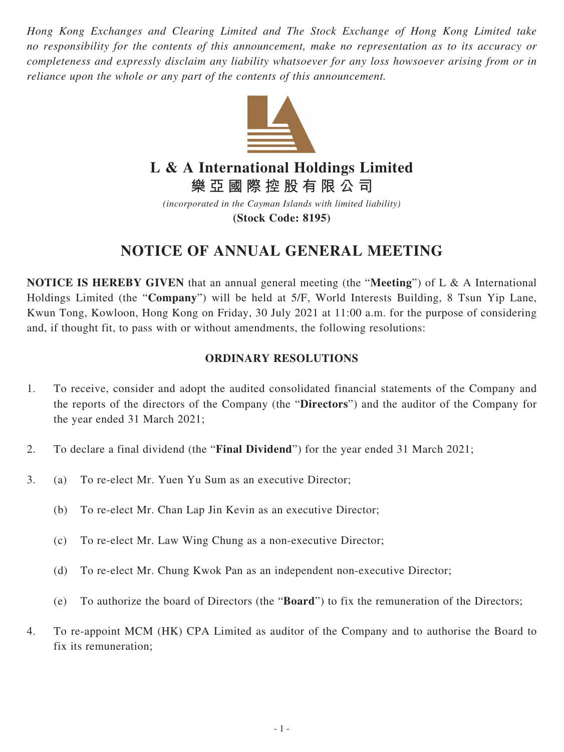*Hong Kong Exchanges and Clearing Limited and The Stock Exchange of Hong Kong Limited take no responsibility for the contents of this announcement, make no representation as to its accuracy or completeness and expressly disclaim any liability whatsoever for any loss howsoever arising from or in reliance upon the whole or any part of the contents of this announcement.*

# L & A International Holdings Limited
# 樂亞國際控股有限公司

*(incorporated in the Cayman Islands with limited liability)*

**(Stock Code: 8195)**

## NOTICE OF ANNUAL GENERAL MEETING

**NOTICE IS HEREBY GIVEN** that an annual general meeting (the "**Meeting**") of L & A International Holdings Limited (the "**Company**") will be held at 5/F, World Interests Building, 8 Tsun Yip Lane, Kwun Tong, Kowloon, Hong Kong on Friday, 30 July 2021 at 11:00 a.m. for the purpose of considering and, if thought fit, to pass with or without amendments, the following resolutions:

### ORDINARY RESOLUTIONS

1. To receive, consider and adopt the audited consolidated financial statements of the Company and the reports of the directors of the Company (the "**Directors**") and the auditor of the Company for the year ended 31 March 2021;

2. To declare a final dividend (the "**Final Dividend**") for the year ended 31 March 2021;

3. (a) To re-elect Mr. Yuen Yu Sum as an executive Director;

   (b) To re-elect Mr. Chan Lap Jin Kevin as an executive Director;

   (c) To re-elect Mr. Law Wing Chung as a non-executive Director;

   (d) To re-elect Mr. Chung Kwok Pan as an independent non-executive Director;

   (e) To authorize the board of Directors (the "**Board**") to fix the remuneration of the Directors;

4. To re-appoint MCM (HK) CPA Limited as auditor of the Company and to authorise the Board to fix its remuneration;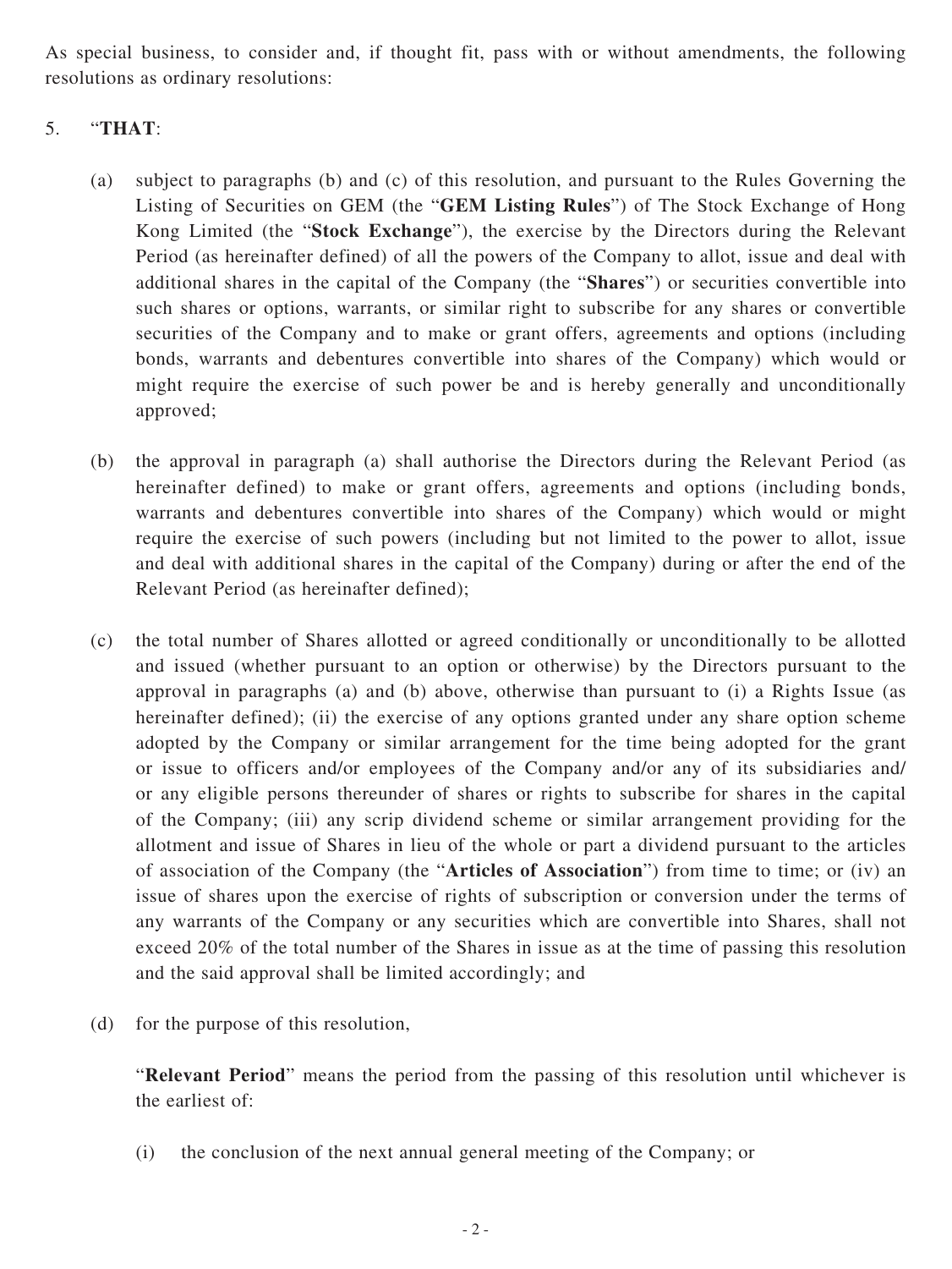As special business, to consider and, if thought fit, pass with or without amendments, the following resolutions as ordinary resolutions:

5. "**THAT**:

   (a) subject to paragraphs (b) and (c) of this resolution, and pursuant to the Rules Governing the Listing of Securities on GEM (the "**GEM Listing Rules**") of The Stock Exchange of Hong Kong Limited (the "**Stock Exchange**"), the exercise by the Directors during the Relevant Period (as hereinafter defined) of all the powers of the Company to allot, issue and deal with additional shares in the capital of the Company (the "**Shares**") or securities convertible into such shares or options, warrants, or similar right to subscribe for any shares or convertible securities of the Company and to make or grant offers, agreements and options (including bonds, warrants and debentures convertible into shares of the Company) which would or might require the exercise of such power be and is hereby generally and unconditionally approved;

   (b) the approval in paragraph (a) shall authorise the Directors during the Relevant Period (as hereinafter defined) to make or grant offers, agreements and options (including bonds, warrants and debentures convertible into shares of the Company) which would or might require the exercise of such powers (including but not limited to the power to allot, issue and deal with additional shares in the capital of the Company) during or after the end of the Relevant Period (as hereinafter defined);

   (c) the total number of Shares allotted or agreed conditionally or unconditionally to be allotted and issued (whether pursuant to an option or otherwise) by the Directors pursuant to the approval in paragraphs (a) and (b) above, otherwise than pursuant to (i) a Rights Issue (as hereinafter defined); (ii) the exercise of any options granted under any share option scheme adopted by the Company or similar arrangement for the time being adopted for the grant or issue to officers and/or employees of the Company and/or any of its subsidiaries and/or any eligible persons thereunder of shares or rights to subscribe for shares in the capital of the Company; (iii) any scrip dividend scheme or similar arrangement providing for the allotment and issue of Shares in lieu of the whole or part a dividend pursuant to the articles of association of the Company (the "**Articles of Association**") from time to time; or (iv) an issue of shares upon the exercise of rights of subscription or conversion under the terms of any warrants of the Company or any securities which are convertible into Shares, shall not exceed 20% of the total number of the Shares in issue as at the time of passing this resolution and the said approval shall be limited accordingly; and

   (d) for the purpose of this resolution,

   "**Relevant Period**" means the period from the passing of this resolution until whichever is the earliest of:

   (i) the conclusion of the next annual general meeting of the Company; or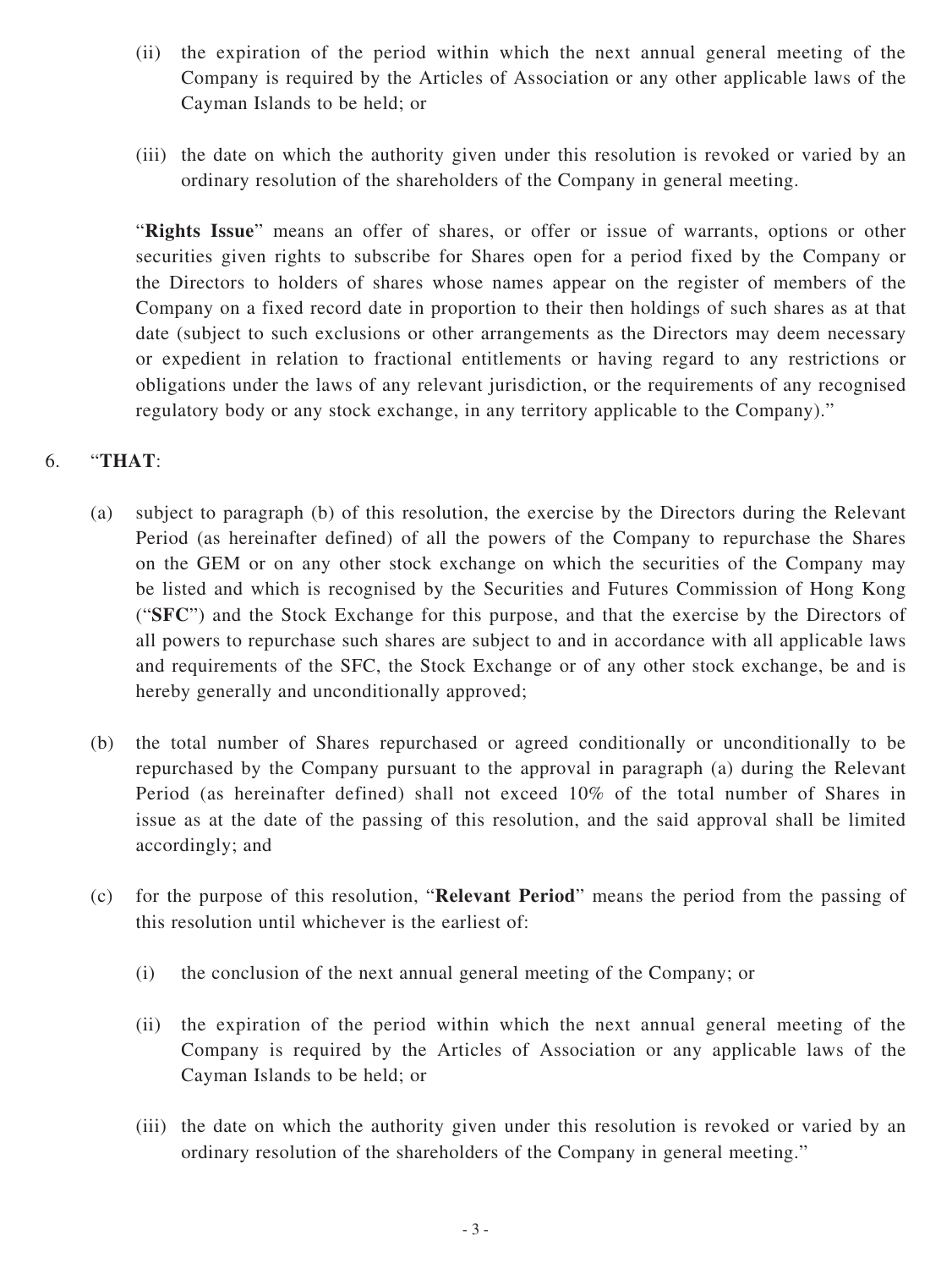(ii) the expiration of the period within which the next annual general meeting of the Company is required by the Articles of Association or any other applicable laws of the Cayman Islands to be held; or

(iii) the date on which the authority given under this resolution is revoked or varied by an ordinary resolution of the shareholders of the Company in general meeting.

"**Rights Issue**" means an offer of shares, or offer or issue of warrants, options or other securities given rights to subscribe for Shares open for a period fixed by the Company or the Directors to holders of shares whose names appear on the register of members of the Company on a fixed record date in proportion to their then holdings of such shares as at that date (subject to such exclusions or other arrangements as the Directors may deem necessary or expedient in relation to fractional entitlements or having regard to any restrictions or obligations under the laws of any relevant jurisdiction, or the requirements of any recognised regulatory body or any stock exchange, in any territory applicable to the Company)."

6. "**THAT**:

(a) subject to paragraph (b) of this resolution, the exercise by the Directors during the Relevant Period (as hereinafter defined) of all the powers of the Company to repurchase the Shares on the GEM or on any other stock exchange on which the securities of the Company may be listed and which is recognised by the Securities and Futures Commission of Hong Kong ("**SFC**") and the Stock Exchange for this purpose, and that the exercise by the Directors of all powers to repurchase such shares are subject to and in accordance with all applicable laws and requirements of the SFC, the Stock Exchange or of any other stock exchange, be and is hereby generally and unconditionally approved;

(b) the total number of Shares repurchased or agreed conditionally or unconditionally to be repurchased by the Company pursuant to the approval in paragraph (a) during the Relevant Period (as hereinafter defined) shall not exceed 10% of the total number of Shares in issue as at the date of the passing of this resolution, and the said approval shall be limited accordingly; and

(c) for the purpose of this resolution, "**Relevant Period**" means the period from the passing of this resolution until whichever is the earliest of:

(i) the conclusion of the next annual general meeting of the Company; or

(ii) the expiration of the period within which the next annual general meeting of the Company is required by the Articles of Association or any applicable laws of the Cayman Islands to be held; or

(iii) the date on which the authority given under this resolution is revoked or varied by an ordinary resolution of the shareholders of the Company in general meeting."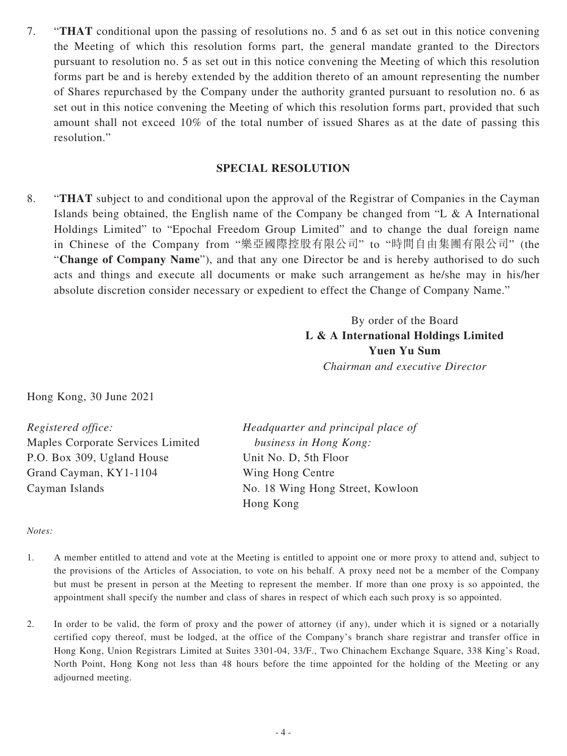7. "**THAT** conditional upon the passing of resolutions no. 5 and 6 as set out in this notice convening the Meeting of which this resolution forms part, the general mandate granted to the Directors pursuant to resolution no. 5 as set out in this notice convening the Meeting of which this resolution forms part be and is hereby extended by the addition thereto of an amount representing the number of Shares repurchased by the Company under the authority granted pursuant to resolution no. 6 as set out in this notice convening the Meeting of which this resolution forms part, provided that such amount shall not exceed 10% of the total number of issued Shares as at the date of passing this resolution."

## SPECIAL RESOLUTION

8. "**THAT** subject to and conditional upon the approval of the Registrar of Companies in the Cayman Islands being obtained, the English name of the Company be changed from "L & A International Holdings Limited" to "Epochal Freedom Group Limited" and to change the dual foreign name in Chinese of the Company from "樂亞國際控股有限公司" to "時間自由集團有限公司" (the "**Change of Company Name**"), and that any one Director be and is hereby authorised to do such acts and things and execute all documents or make such arrangement as he/she may in his/her absolute discretion consider necessary or expedient to effect the Change of Company Name."

By order of the Board
**L & A International Holdings Limited**
**Yuen Yu Sum**
*Chairman and executive Director*

Hong Kong, 30 June 2021

*Registered office:*
Maples Corporate Services Limited
P.O. Box 309, Ugland House
Grand Cayman, KY1-1104
Cayman Islands

*Headquarter and principal place of business in Hong Kong:*
Unit No. D, 5th Floor
Wing Hong Centre
No. 18 Wing Hong Street, Kowloon
Hong Kong

*Notes:*

1. A member entitled to attend and vote at the Meeting is entitled to appoint one or more proxy to attend and, subject to the provisions of the Articles of Association, to vote on his behalf. A proxy need not be a member of the Company but must be present in person at the Meeting to represent the member. If more than one proxy is so appointed, the appointment shall specify the number and class of shares in respect of which each such proxy is so appointed.

2. In order to be valid, the form of proxy and the power of attorney (if any), under which it is signed or a notarially certified copy thereof, must be lodged, at the office of the Company's branch share registrar and transfer office in Hong Kong, Union Registrars Limited at Suites 3301-04, 33/F., Two Chinachem Exchange Square, 338 King's Road, North Point, Hong Kong not less than 48 hours before the time appointed for the holding of the Meeting or any adjourned meeting.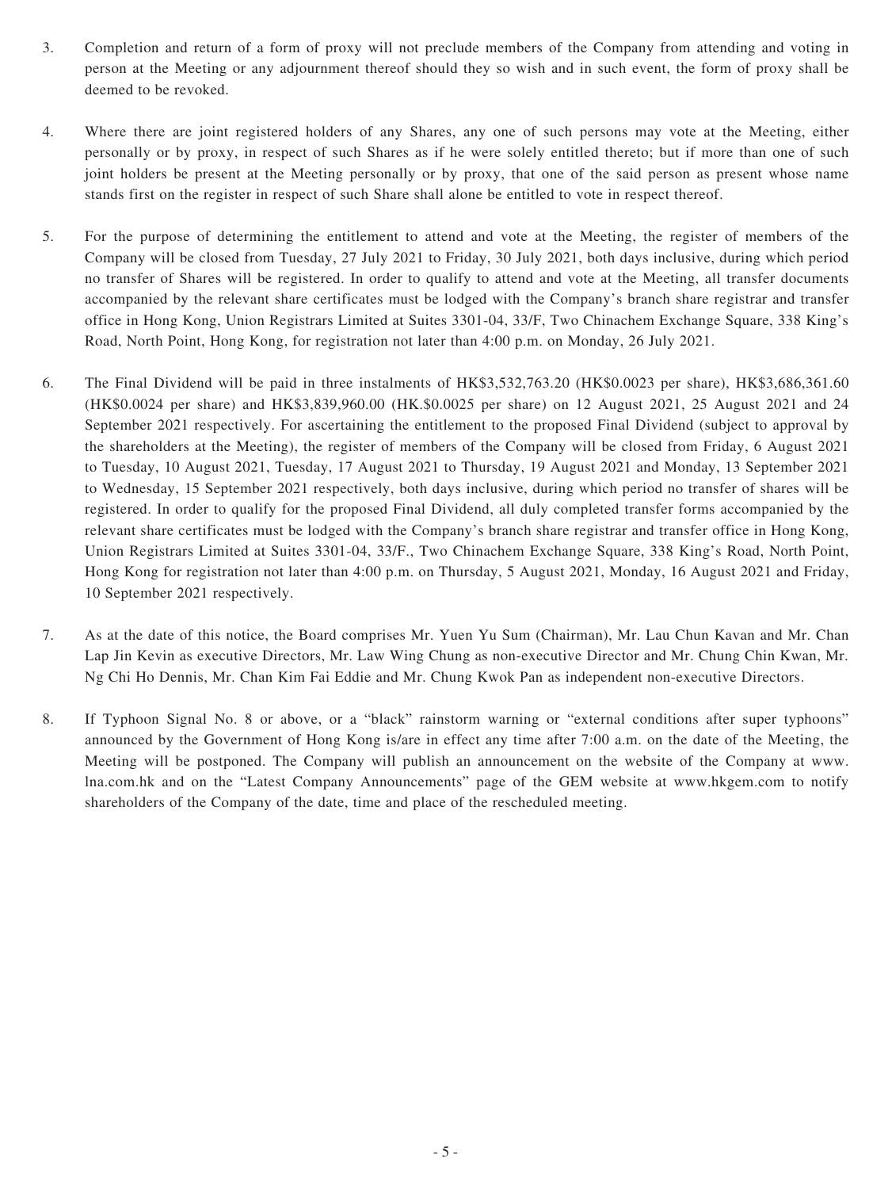3. Completion and return of a form of proxy will not preclude members of the Company from attending and voting in person at the Meeting or any adjournment thereof should they so wish and in such event, the form of proxy shall be deemed to be revoked.

4. Where there are joint registered holders of any Shares, any one of such persons may vote at the Meeting, either personally or by proxy, in respect of such Shares as if he were solely entitled thereto; but if more than one of such joint holders be present at the Meeting personally or by proxy, that one of the said person as present whose name stands first on the register in respect of such Share shall alone be entitled to vote in respect thereof.

5. For the purpose of determining the entitlement to attend and vote at the Meeting, the register of members of the Company will be closed from Tuesday, 27 July 2021 to Friday, 30 July 2021, both days inclusive, during which period no transfer of Shares will be registered. In order to qualify to attend and vote at the Meeting, all transfer documents accompanied by the relevant share certificates must be lodged with the Company's branch share registrar and transfer office in Hong Kong, Union Registrars Limited at Suites 3301-04, 33/F, Two Chinachem Exchange Square, 338 King's Road, North Point, Hong Kong, for registration not later than 4:00 p.m. on Monday, 26 July 2021.

6. The Final Dividend will be paid in three instalments of HK$3,532,763.20 (HK$0.0023 per share), HK$3,686,361.60 (HK$0.0024 per share) and HK$3,839,960.00 (HK.$0.0025 per share) on 12 August 2021, 25 August 2021 and 24 September 2021 respectively. For ascertaining the entitlement to the proposed Final Dividend (subject to approval by the shareholders at the Meeting), the register of members of the Company will be closed from Friday, 6 August 2021 to Tuesday, 10 August 2021, Tuesday, 17 August 2021 to Thursday, 19 August 2021 and Monday, 13 September 2021 to Wednesday, 15 September 2021 respectively, both days inclusive, during which period no transfer of shares will be registered. In order to qualify for the proposed Final Dividend, all duly completed transfer forms accompanied by the relevant share certificates must be lodged with the Company's branch share registrar and transfer office in Hong Kong, Union Registrars Limited at Suites 3301-04, 33/F., Two Chinachem Exchange Square, 338 King's Road, North Point, Hong Kong for registration not later than 4:00 p.m. on Thursday, 5 August 2021, Monday, 16 August 2021 and Friday, 10 September 2021 respectively.

7. As at the date of this notice, the Board comprises Mr. Yuen Yu Sum (Chairman), Mr. Lau Chun Kavan and Mr. Chan Lap Jin Kevin as executive Directors, Mr. Law Wing Chung as non-executive Director and Mr. Chung Chin Kwan, Mr. Ng Chi Ho Dennis, Mr. Chan Kim Fai Eddie and Mr. Chung Kwok Pan as independent non-executive Directors.

8. If Typhoon Signal No. 8 or above, or a "black" rainstorm warning or "external conditions after super typhoons" announced by the Government of Hong Kong is/are in effect any time after 7:00 a.m. on the date of the Meeting, the Meeting will be postponed. The Company will publish an announcement on the website of the Company at www.lna.com.hk and on the "Latest Company Announcements" page of the GEM website at www.hkgem.com to notify shareholders of the Company of the date, time and place of the rescheduled meeting.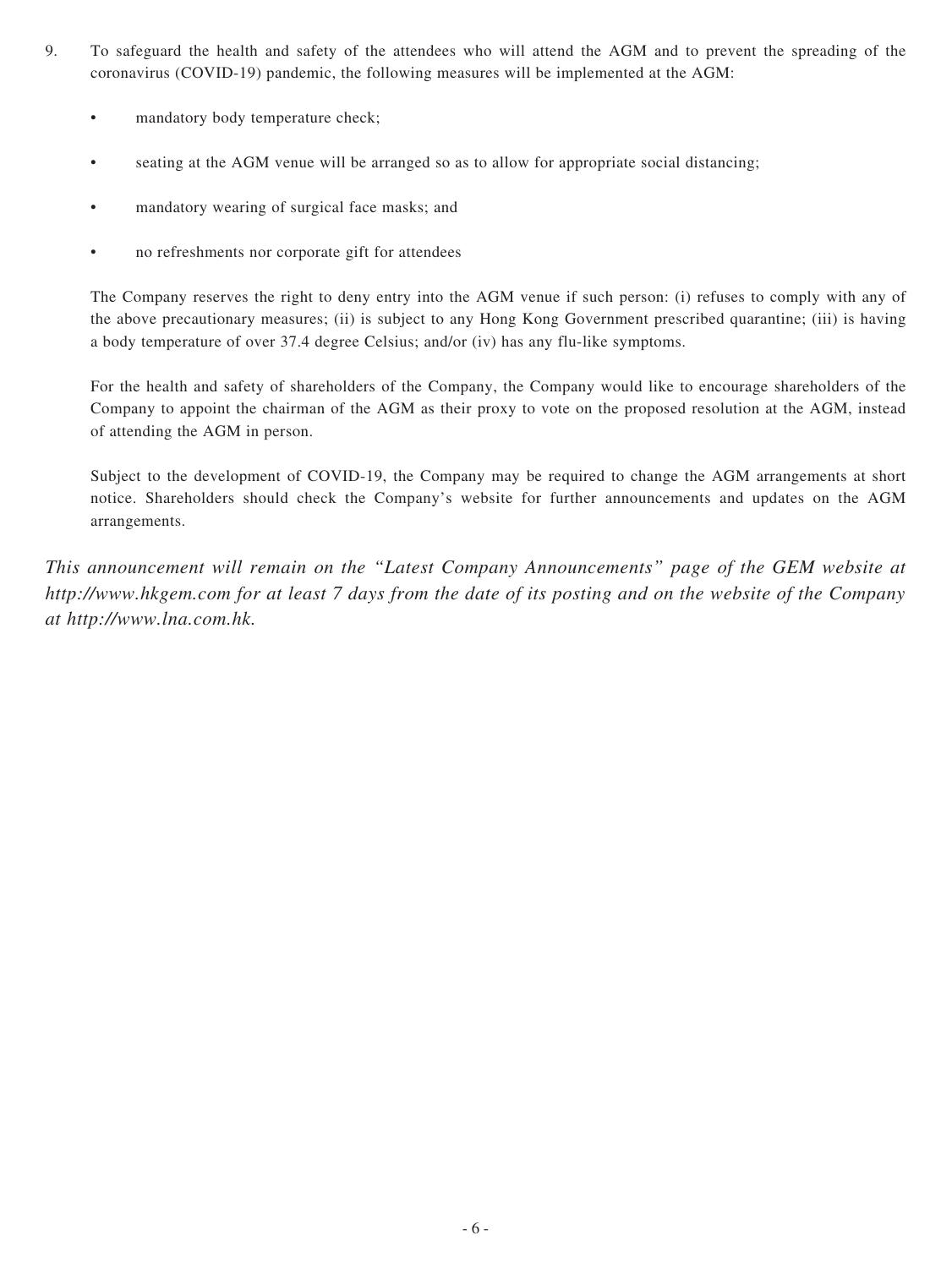9. To safeguard the health and safety of the attendees who will attend the AGM and to prevent the spreading of the coronavirus (COVID-19) pandemic, the following measures will be implemented at the AGM:

   - mandatory body temperature check;
   - seating at the AGM venue will be arranged so as to allow for appropriate social distancing;
   - mandatory wearing of surgical face masks; and
   - no refreshments nor corporate gift for attendees

   The Company reserves the right to deny entry into the AGM venue if such person: (i) refuses to comply with any of the above precautionary measures; (ii) is subject to any Hong Kong Government prescribed quarantine; (iii) is having a body temperature of over 37.4 degree Celsius; and/or (iv) has any flu-like symptoms.

   For the health and safety of shareholders of the Company, the Company would like to encourage shareholders of the Company to appoint the chairman of the AGM as their proxy to vote on the proposed resolution at the AGM, instead of attending the AGM in person.

   Subject to the development of COVID-19, the Company may be required to change the AGM arrangements at short notice. Shareholders should check the Company's website for further announcements and updates on the AGM arrangements.

*This announcement will remain on the "Latest Company Announcements" page of the GEM website at http://www.hkgem.com for at least 7 days from the date of its posting and on the website of the Company at http://www.lna.com.hk.*